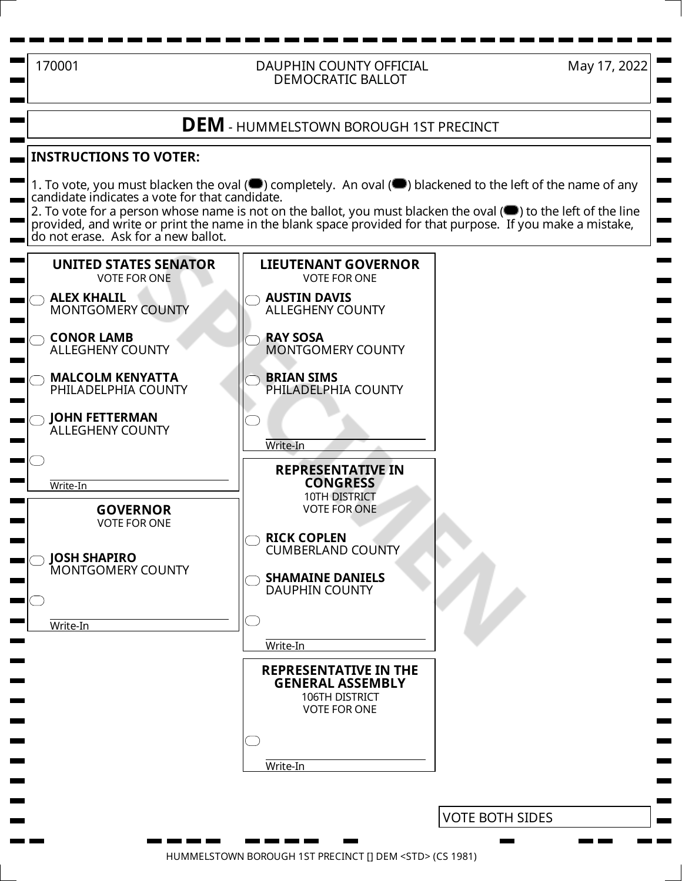170001 | DAUPHIN COUNTY OFFICIAL DEMOCRATIC BALLOT | May 17, 2022

# DEM - HUMMELSTOWN BOROUGH 1ST PRECINCT

**INSTRUCTIONS TO VOTER:**

1. To vote, you must blacken the oval (⬬) completely. An oval (⬬) blackened to the left of the name of any candidate indicates a vote for that candidate.
2. To vote for a person whose name is not on the ballot, you must blacken the oval (⬬) to the left of the line provided, and write or print the name in the blank space provided for that purpose. If you make a mistake, do not erase. Ask for a new ballot.

## UNITED STATES SENATOR
VOTE FOR ONE

- **ALEX KHALIL** MONTGOMERY COUNTY
- **CONOR LAMB** ALLEGHENY COUNTY
- **MALCOLM KENYATTA** PHILADELPHIA COUNTY
- **JOHN FETTERMAN** ALLEGHENY COUNTY
- Write-In

## GOVERNOR
VOTE FOR ONE

- **JOSH SHAPIRO** MONTGOMERY COUNTY
- Write-In

## LIEUTENANT GOVERNOR
VOTE FOR ONE

- **AUSTIN DAVIS** ALLEGHENY COUNTY
- **RAY SOSA** MONTGOMERY COUNTY
- **BRIAN SIMS** PHILADELPHIA COUNTY
- Write-In

## REPRESENTATIVE IN CONGRESS
10TH DISTRICT
VOTE FOR ONE

- **RICK COPLEN** CUMBERLAND COUNTY
- **SHAMAINE DANIELS** DAUPHIN COUNTY
- Write-In

## REPRESENTATIVE IN THE GENERAL ASSEMBLY
106TH DISTRICT
VOTE FOR ONE

- Write-In

VOTE BOTH SIDES

HUMMELSTOWN BOROUGH 1ST PRECINCT [] DEM <STD> (CS 1981)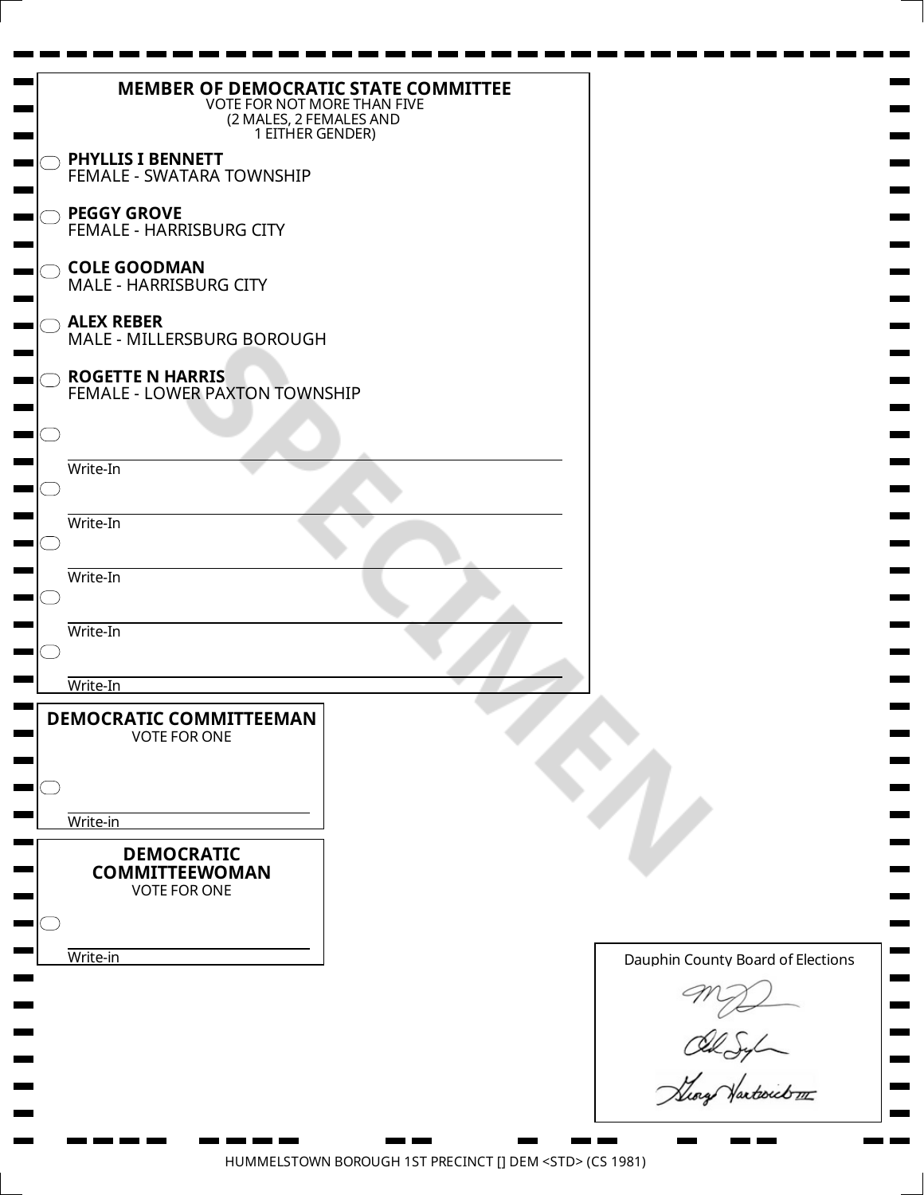## MEMBER OF DEMOCRATIC STATE COMMITTEE

VOTE FOR NOT MORE THAN FIVE
(2 MALES, 2 FEMALES AND
1 EITHER GENDER)

- ⬭ **PHYLLIS I BENNETT**
  FEMALE - SWATARA TOWNSHIP
- ⬭ **PEGGY GROVE**
  FEMALE - HARRISBURG CITY
- ⬭ **COLE GOODMAN**
  MALE - HARRISBURG CITY
- ⬭ **ALEX REBER**
  MALE - MILLERSBURG BOROUGH
- ⬭ **ROGETTE N HARRIS**
  FEMALE - LOWER PAXTON TOWNSHIP
- ⬭ Write-In
- ⬭ Write-In
- ⬭ Write-In
- ⬭ Write-In
- ⬭ Write-In

## DEMOCRATIC COMMITTEEMAN

VOTE FOR ONE

- ⬭ Write-in

## DEMOCRATIC COMMITTEEWOMAN

VOTE FOR ONE

- ⬭ Write-in

SPECIMEN

Dauphin County Board of Elections

HUMMELSTOWN BOROUGH 1ST PRECINCT [] DEM <STD> (CS 1981)